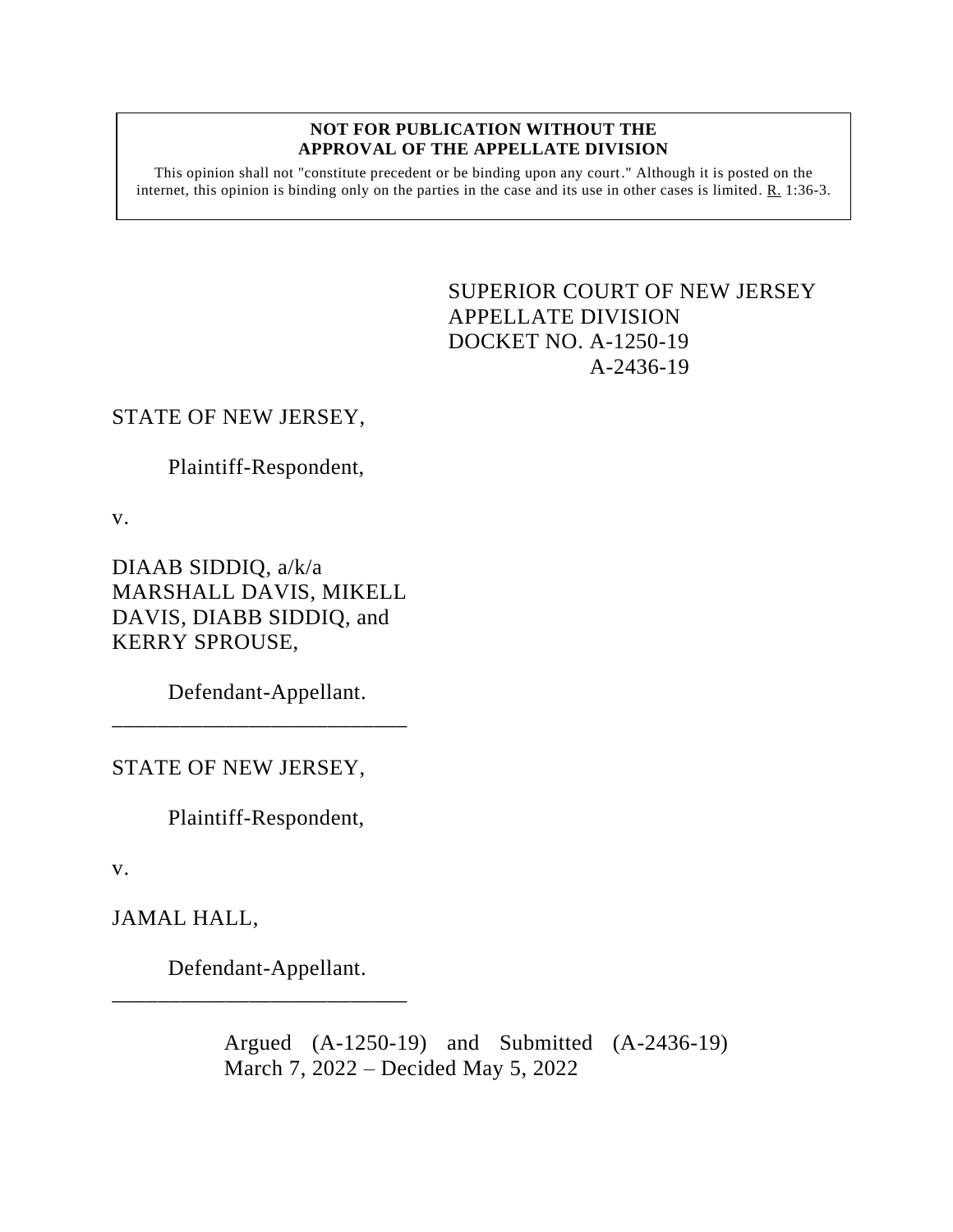**NOT FOR PUBLICATION WITHOUT THE APPROVAL OF THE APPELLATE DIVISION**

This opinion shall not "constitute precedent or be binding upon any court." Although it is posted on the internet, this opinion is binding only on the parties in the case and its use in other cases is limited. R. 1:36-3.

SUPERIOR COURT OF NEW JERSEY
APPELLATE DIVISION
DOCKET NO. A-1250-19
A-2436-19

STATE OF NEW JERSEY,

Plaintiff-Respondent,

v.

DIAAB SIDDIQ, a/k/a MARSHALL DAVIS, MIKELL DAVIS, DIABB SIDDIQ, and KERRY SPROUSE,

Defendant-Appellant.

---

STATE OF NEW JERSEY,

Plaintiff-Respondent,

v.

JAMAL HALL,

Defendant-Appellant.

---

Argued (A-1250-19) and Submitted (A-2436-19) March 7, 2022 – Decided May 5, 2022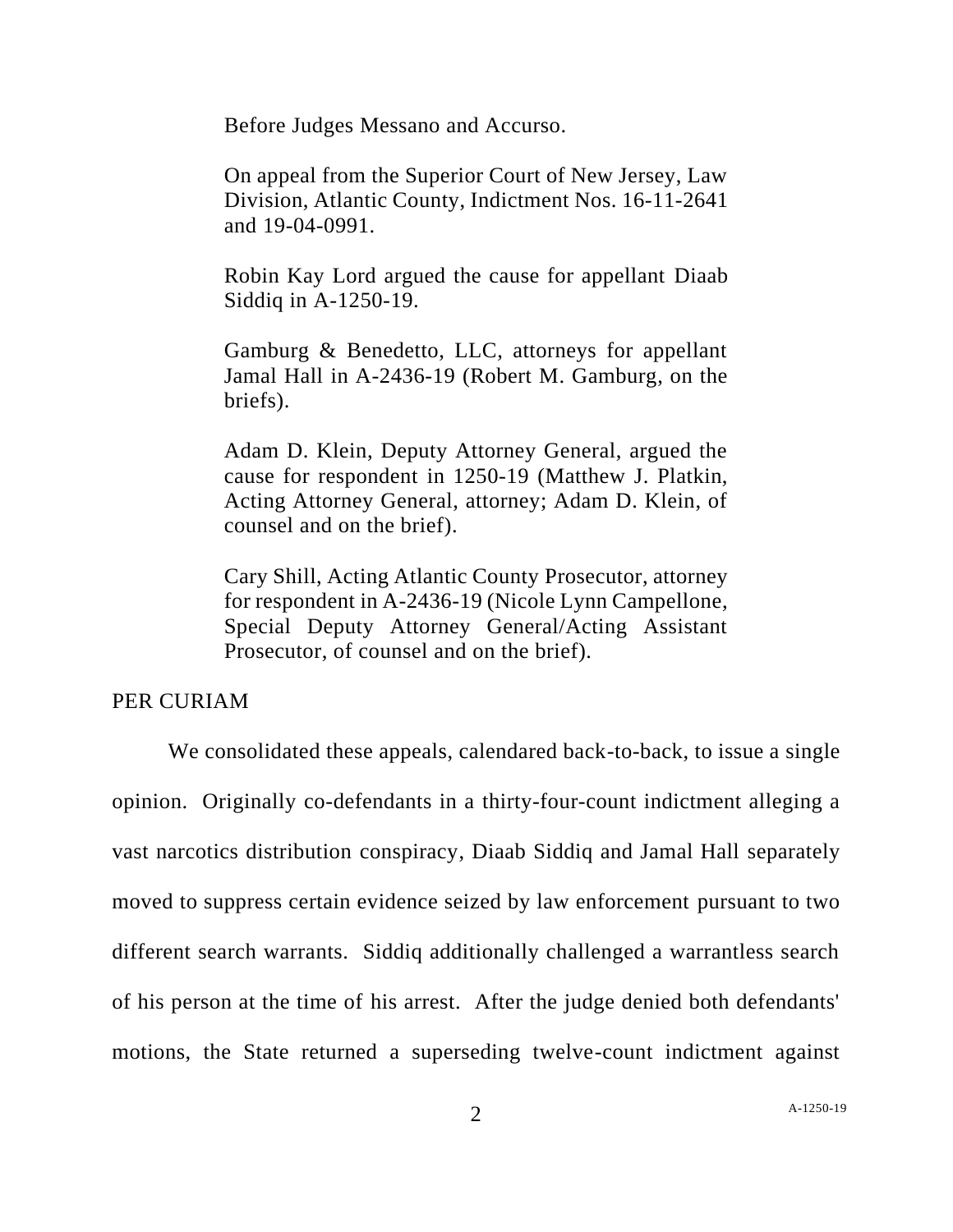Before Judges Messano and Accurso.

On appeal from the Superior Court of New Jersey, Law Division, Atlantic County, Indictment Nos. 16-11-2641 and 19-04-0991.

Robin Kay Lord argued the cause for appellant Diaab Siddiq in A-1250-19.

Gamburg & Benedetto, LLC, attorneys for appellant Jamal Hall in A-2436-19 (Robert M. Gamburg, on the briefs).

Adam D. Klein, Deputy Attorney General, argued the cause for respondent in 1250-19 (Matthew J. Platkin, Acting Attorney General, attorney; Adam D. Klein, of counsel and on the brief).

Cary Shill, Acting Atlantic County Prosecutor, attorney for respondent in A-2436-19 (Nicole Lynn Campellone, Special Deputy Attorney General/Acting Assistant Prosecutor, of counsel and on the brief).

PER CURIAM

We consolidated these appeals, calendared back-to-back, to issue a single opinion. Originally co-defendants in a thirty-four-count indictment alleging a vast narcotics distribution conspiracy, Diaab Siddiq and Jamal Hall separately moved to suppress certain evidence seized by law enforcement pursuant to two different search warrants. Siddiq additionally challenged a warrantless search of his person at the time of his arrest. After the judge denied both defendants' motions, the State returned a superseding twelve-count indictment against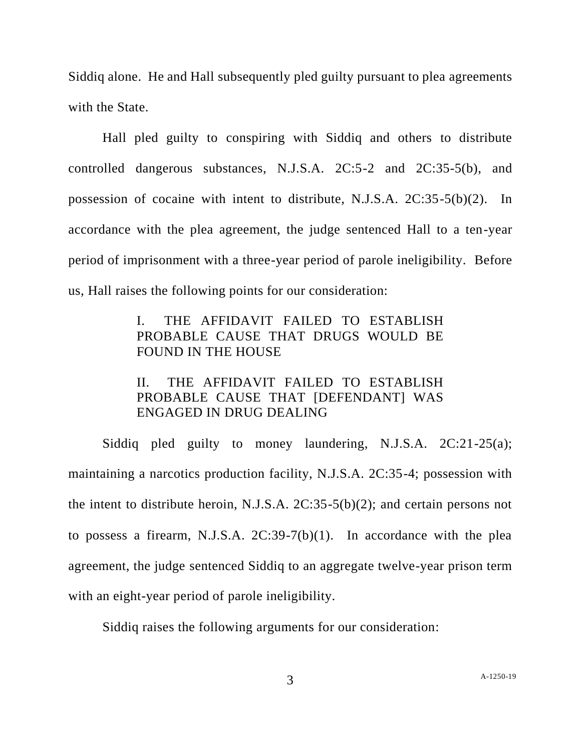Siddiq alone. He and Hall subsequently pled guilty pursuant to plea agreements with the State.

Hall pled guilty to conspiring with Siddiq and others to distribute controlled dangerous substances, N.J.S.A. 2C:5-2 and 2C:35-5(b), and possession of cocaine with intent to distribute, N.J.S.A. 2C:35-5(b)(2). In accordance with the plea agreement, the judge sentenced Hall to a ten-year period of imprisonment with a three-year period of parole ineligibility. Before us, Hall raises the following points for our consideration:

> I. THE AFFIDAVIT FAILED TO ESTABLISH PROBABLE CAUSE THAT DRUGS WOULD BE FOUND IN THE HOUSE
>
> II. THE AFFIDAVIT FAILED TO ESTABLISH PROBABLE CAUSE THAT [DEFENDANT] WAS ENGAGED IN DRUG DEALING

Siddiq pled guilty to money laundering, N.J.S.A. 2C:21-25(a); maintaining a narcotics production facility, N.J.S.A. 2C:35-4; possession with the intent to distribute heroin, N.J.S.A. 2C:35-5(b)(2); and certain persons not to possess a firearm, N.J.S.A. 2C:39-7(b)(1). In accordance with the plea agreement, the judge sentenced Siddiq to an aggregate twelve-year prison term with an eight-year period of parole ineligibility.

Siddiq raises the following arguments for our consideration: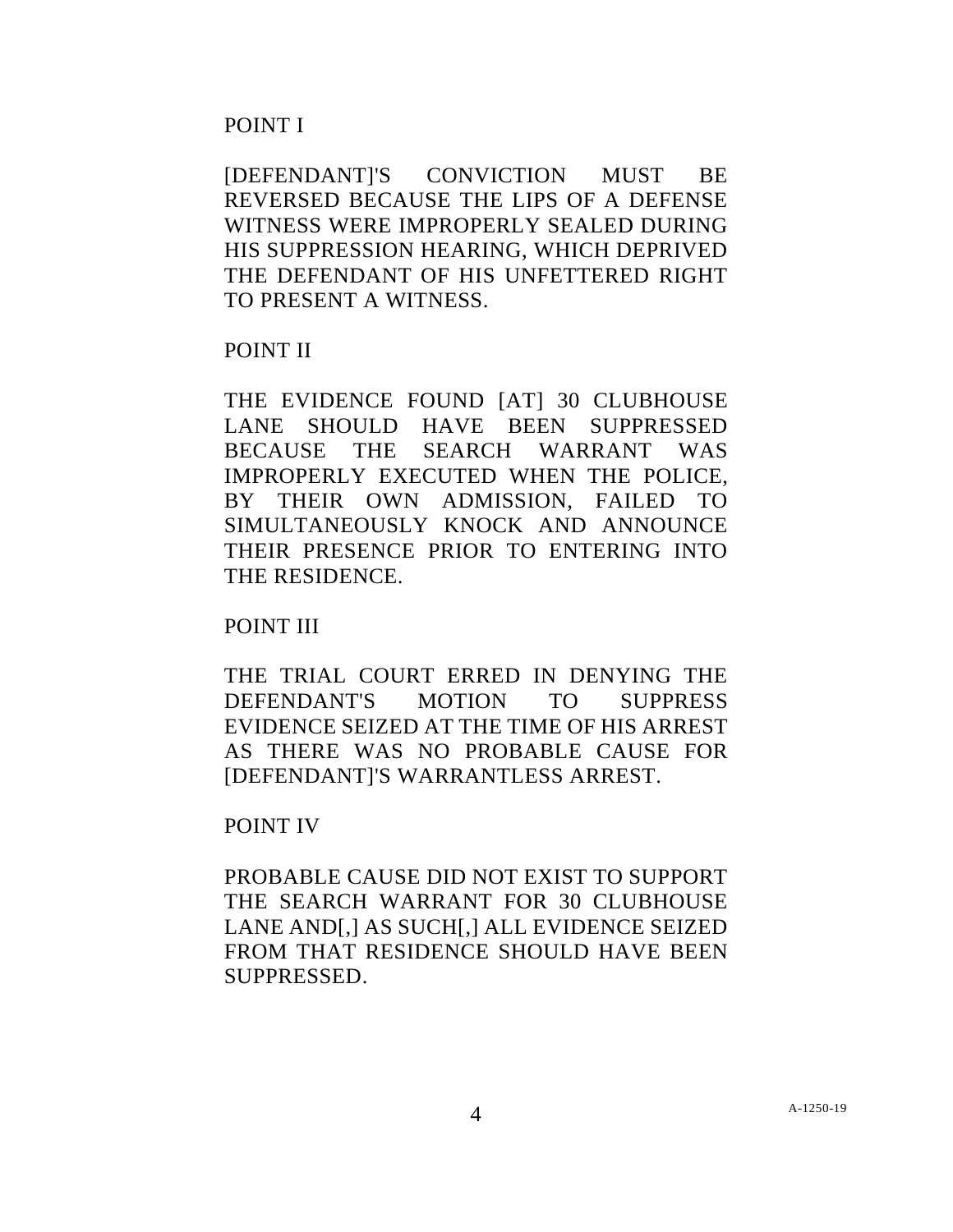POINT I

[DEFENDANT]'S CONVICTION MUST BE REVERSED BECAUSE THE LIPS OF A DEFENSE WITNESS WERE IMPROPERLY SEALED DURING HIS SUPPRESSION HEARING, WHICH DEPRIVED THE DEFENDANT OF HIS UNFETTERED RIGHT TO PRESENT A WITNESS.

POINT II

THE EVIDENCE FOUND [AT] 30 CLUBHOUSE LANE SHOULD HAVE BEEN SUPPRESSED BECAUSE THE SEARCH WARRANT WAS IMPROPERLY EXECUTED WHEN THE POLICE, BY THEIR OWN ADMISSION, FAILED TO SIMULTANEOUSLY KNOCK AND ANNOUNCE THEIR PRESENCE PRIOR TO ENTERING INTO THE RESIDENCE.

POINT III

THE TRIAL COURT ERRED IN DENYING THE DEFENDANT'S MOTION TO SUPPRESS EVIDENCE SEIZED AT THE TIME OF HIS ARREST AS THERE WAS NO PROBABLE CAUSE FOR [DEFENDANT]'S WARRANTLESS ARREST.

POINT IV

PROBABLE CAUSE DID NOT EXIST TO SUPPORT THE SEARCH WARRANT FOR 30 CLUBHOUSE LANE AND[,] AS SUCH[,] ALL EVIDENCE SEIZED FROM THAT RESIDENCE SHOULD HAVE BEEN SUPPRESSED.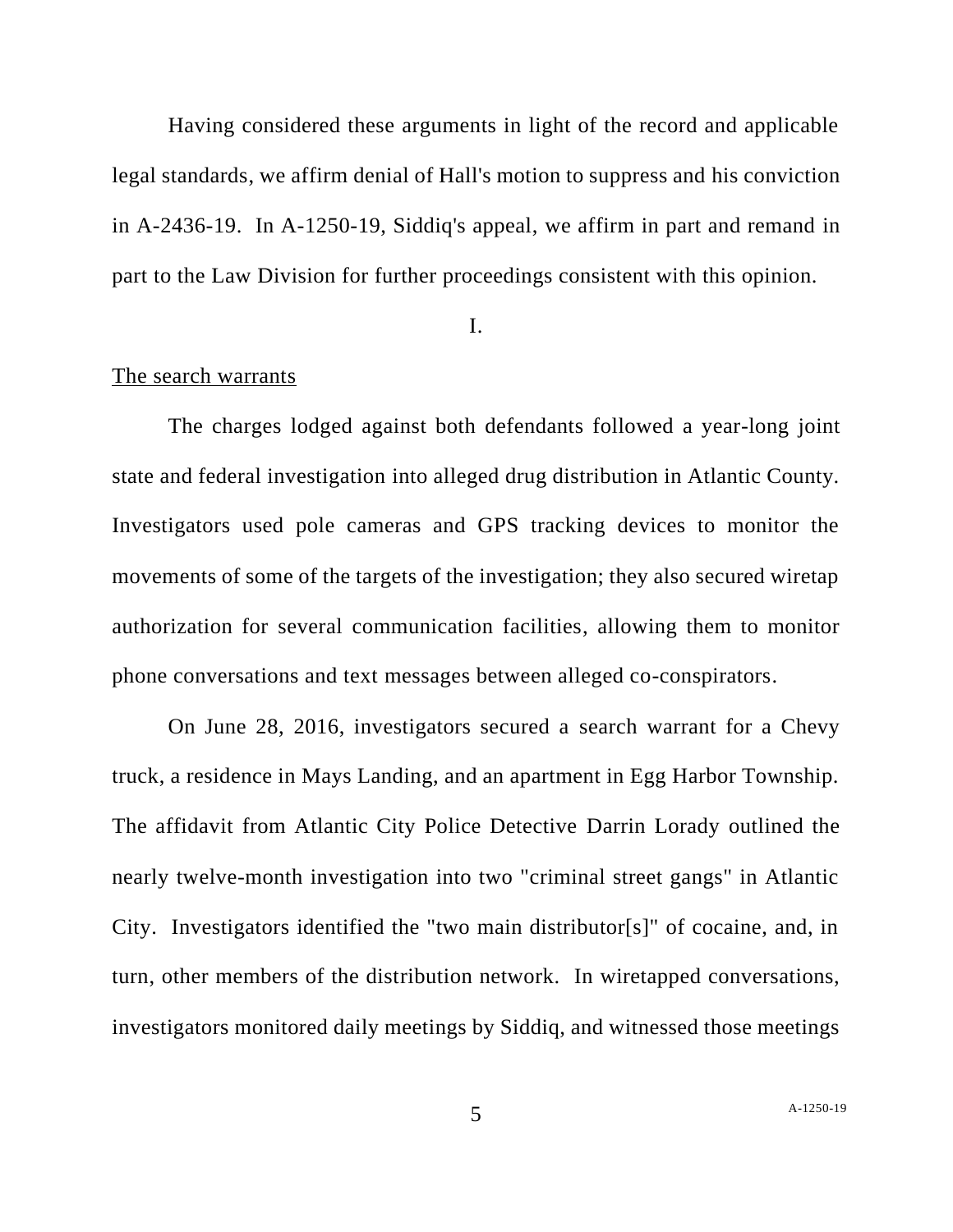Having considered these arguments in light of the record and applicable legal standards, we affirm denial of Hall's motion to suppress and his conviction in A-2436-19. In A-1250-19, Siddiq's appeal, we affirm in part and remand in part to the Law Division for further proceedings consistent with this opinion.

## I.

The search warrants

The charges lodged against both defendants followed a year-long joint state and federal investigation into alleged drug distribution in Atlantic County. Investigators used pole cameras and GPS tracking devices to monitor the movements of some of the targets of the investigation; they also secured wiretap authorization for several communication facilities, allowing them to monitor phone conversations and text messages between alleged co-conspirators.

On June 28, 2016, investigators secured a search warrant for a Chevy truck, a residence in Mays Landing, and an apartment in Egg Harbor Township. The affidavit from Atlantic City Police Detective Darrin Lorady outlined the nearly twelve-month investigation into two "criminal street gangs" in Atlantic City. Investigators identified the "two main distributor[s]" of cocaine, and, in turn, other members of the distribution network. In wiretapped conversations, investigators monitored daily meetings by Siddiq, and witnessed those meetings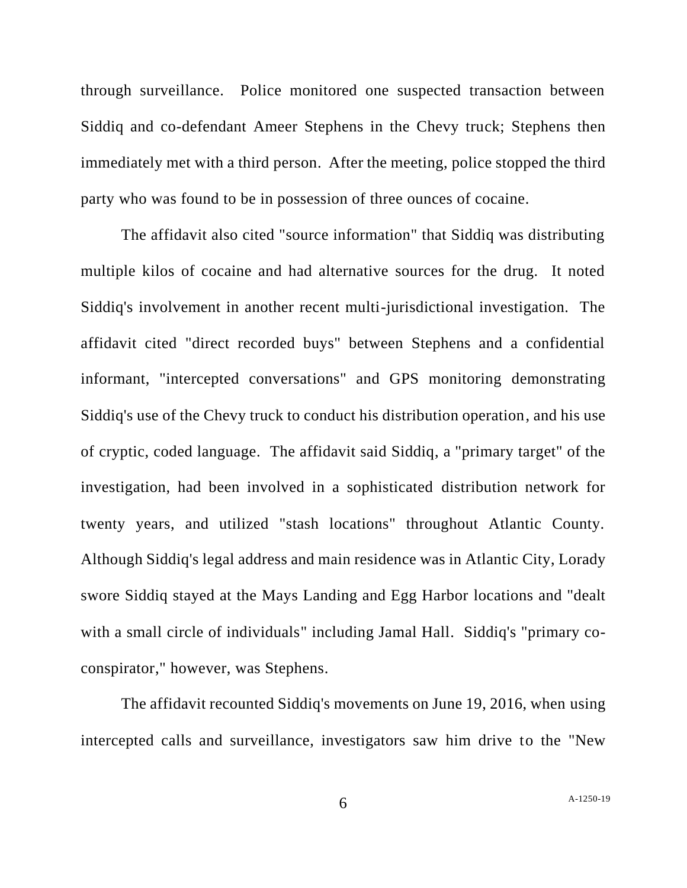through surveillance. Police monitored one suspected transaction between Siddiq and co-defendant Ameer Stephens in the Chevy truck; Stephens then immediately met with a third person. After the meeting, police stopped the third party who was found to be in possession of three ounces of cocaine.

The affidavit also cited "source information" that Siddiq was distributing multiple kilos of cocaine and had alternative sources for the drug. It noted Siddiq's involvement in another recent multi-jurisdictional investigation. The affidavit cited "direct recorded buys" between Stephens and a confidential informant, "intercepted conversations" and GPS monitoring demonstrating Siddiq's use of the Chevy truck to conduct his distribution operation, and his use of cryptic, coded language. The affidavit said Siddiq, a "primary target" of the investigation, had been involved in a sophisticated distribution network for twenty years, and utilized "stash locations" throughout Atlantic County. Although Siddiq's legal address and main residence was in Atlantic City, Lorady swore Siddiq stayed at the Mays Landing and Egg Harbor locations and "dealt with a small circle of individuals" including Jamal Hall. Siddiq's "primary co-conspirator," however, was Stephens.

The affidavit recounted Siddiq's movements on June 19, 2016, when using intercepted calls and surveillance, investigators saw him drive to the "New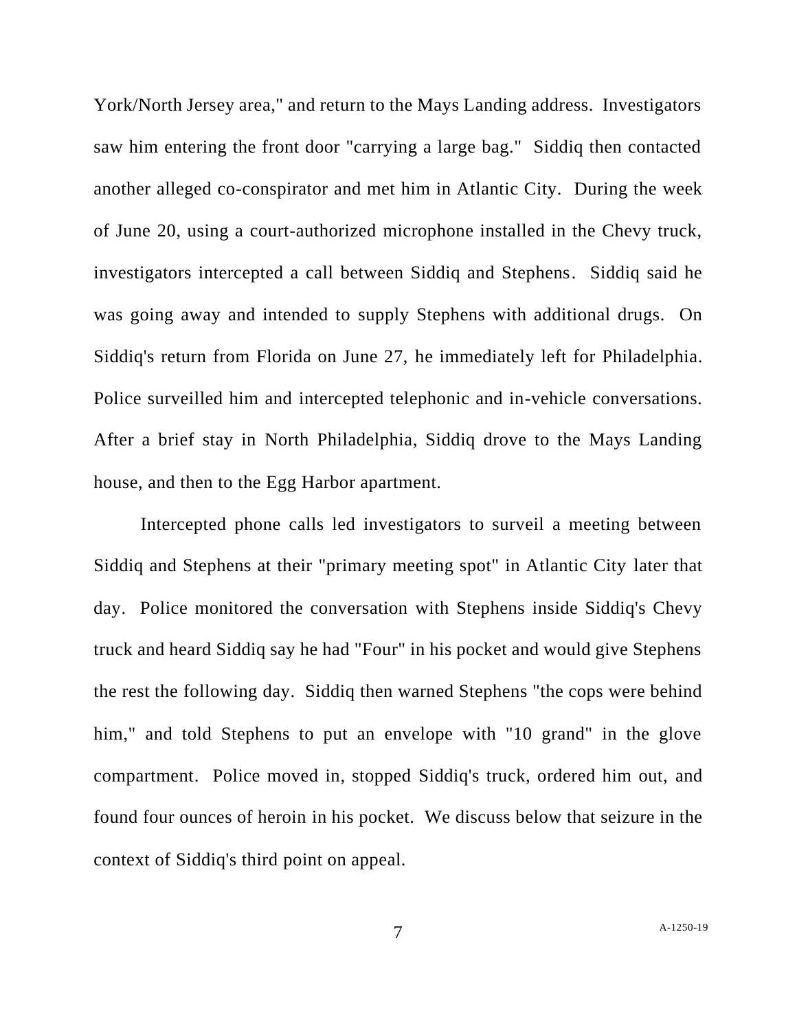York/North Jersey area," and return to the Mays Landing address. Investigators saw him entering the front door "carrying a large bag." Siddiq then contacted another alleged co-conspirator and met him in Atlantic City. During the week of June 20, using a court-authorized microphone installed in the Chevy truck, investigators intercepted a call between Siddiq and Stephens. Siddiq said he was going away and intended to supply Stephens with additional drugs. On Siddiq's return from Florida on June 27, he immediately left for Philadelphia. Police surveilled him and intercepted telephonic and in-vehicle conversations. After a brief stay in North Philadelphia, Siddiq drove to the Mays Landing house, and then to the Egg Harbor apartment.

Intercepted phone calls led investigators to surveil a meeting between Siddiq and Stephens at their "primary meeting spot" in Atlantic City later that day. Police monitored the conversation with Stephens inside Siddiq's Chevy truck and heard Siddiq say he had "Four" in his pocket and would give Stephens the rest the following day. Siddiq then warned Stephens "the cops were behind him," and told Stephens to put an envelope with "10 grand" in the glove compartment. Police moved in, stopped Siddiq's truck, ordered him out, and found four ounces of heroin in his pocket. We discuss below that seizure in the context of Siddiq's third point on appeal.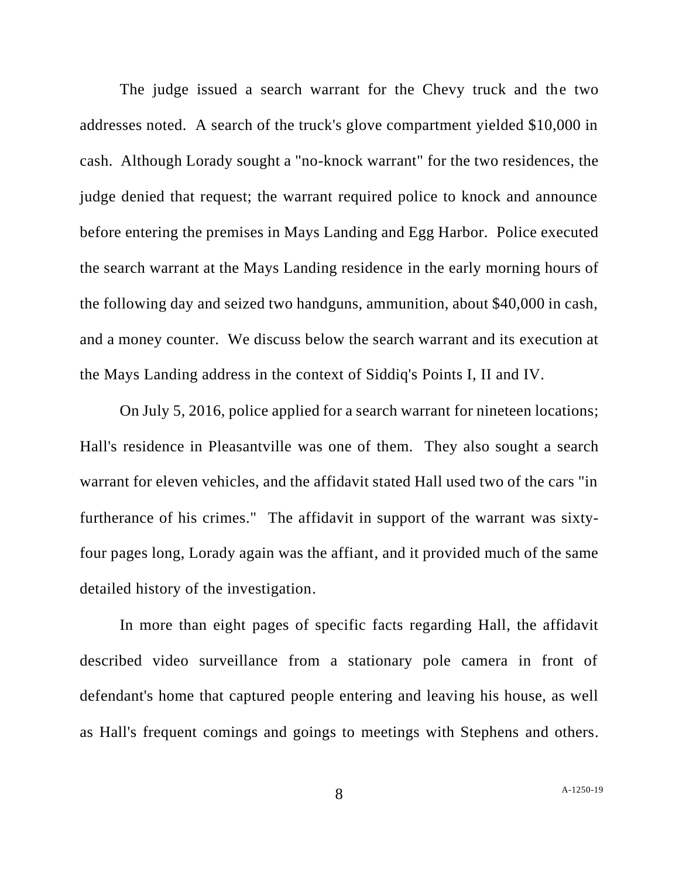The judge issued a search warrant for the Chevy truck and the two addresses noted. A search of the truck's glove compartment yielded $10,000 in cash. Although Lorady sought a "no-knock warrant" for the two residences, the judge denied that request; the warrant required police to knock and announce before entering the premises in Mays Landing and Egg Harbor. Police executed the search warrant at the Mays Landing residence in the early morning hours of the following day and seized two handguns, ammunition, about $40,000 in cash, and a money counter. We discuss below the search warrant and its execution at the Mays Landing address in the context of Siddiq's Points I, II and IV.

On July 5, 2016, police applied for a search warrant for nineteen locations; Hall's residence in Pleasantville was one of them. They also sought a search warrant for eleven vehicles, and the affidavit stated Hall used two of the cars "in furtherance of his crimes." The affidavit in support of the warrant was sixty-four pages long, Lorady again was the affiant, and it provided much of the same detailed history of the investigation.

In more than eight pages of specific facts regarding Hall, the affidavit described video surveillance from a stationary pole camera in front of defendant's home that captured people entering and leaving his house, as well as Hall's frequent comings and goings to meetings with Stephens and others.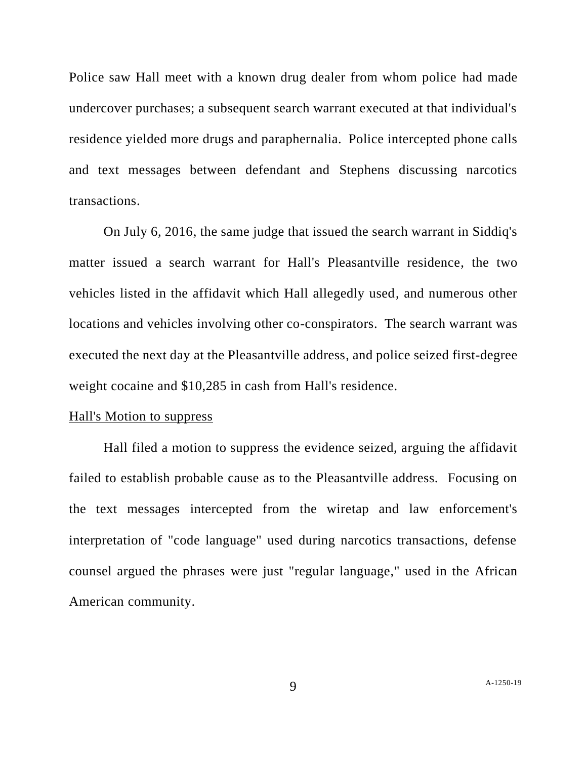Police saw Hall meet with a known drug dealer from whom police had made undercover purchases; a subsequent search warrant executed at that individual's residence yielded more drugs and paraphernalia. Police intercepted phone calls and text messages between defendant and Stephens discussing narcotics transactions.

On July 6, 2016, the same judge that issued the search warrant in Siddiq's matter issued a search warrant for Hall's Pleasantville residence, the two vehicles listed in the affidavit which Hall allegedly used, and numerous other locations and vehicles involving other co-conspirators. The search warrant was executed the next day at the Pleasantville address, and police seized first-degree weight cocaine and $10,285 in cash from Hall's residence.

<u>Hall's Motion to suppress</u>

Hall filed a motion to suppress the evidence seized, arguing the affidavit failed to establish probable cause as to the Pleasantville address. Focusing on the text messages intercepted from the wiretap and law enforcement's interpretation of "code language" used during narcotics transactions, defense counsel argued the phrases were just "regular language," used in the African American community.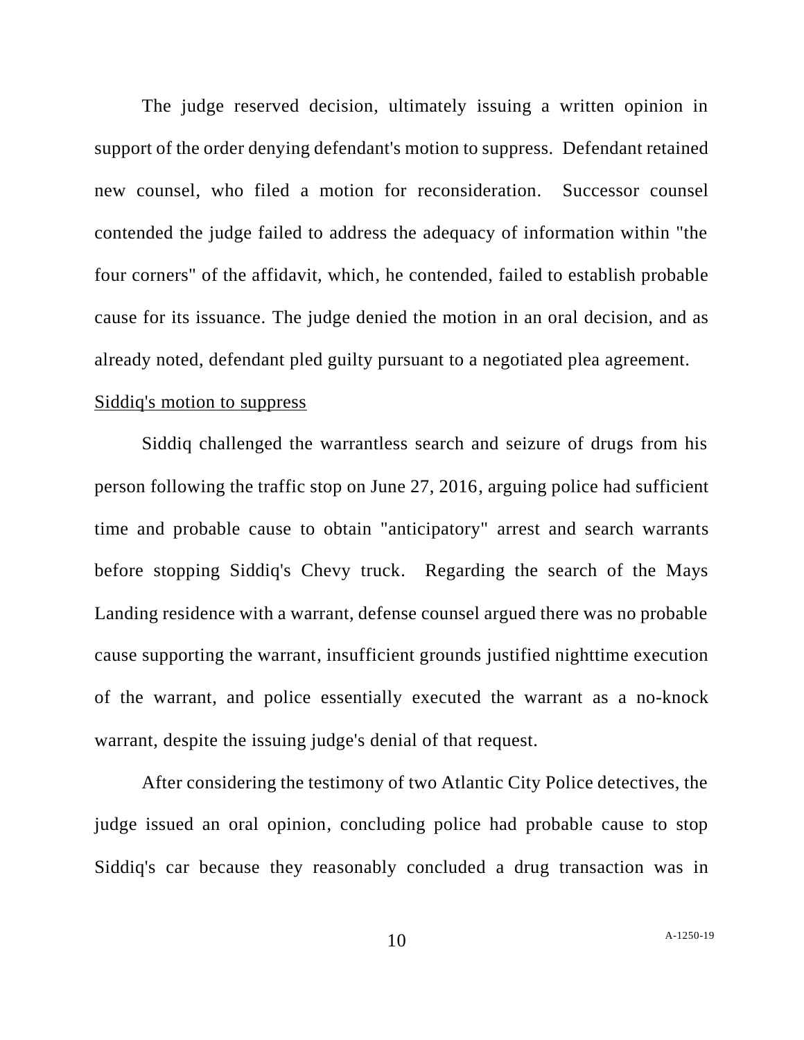The judge reserved decision, ultimately issuing a written opinion in support of the order denying defendant's motion to suppress. Defendant retained new counsel, who filed a motion for reconsideration. Successor counsel contended the judge failed to address the adequacy of information within "the four corners" of the affidavit, which, he contended, failed to establish probable cause for its issuance. The judge denied the motion in an oral decision, and as already noted, defendant pled guilty pursuant to a negotiated plea agreement.

Siddiq's motion to suppress

Siddiq challenged the warrantless search and seizure of drugs from his person following the traffic stop on June 27, 2016, arguing police had sufficient time and probable cause to obtain "anticipatory" arrest and search warrants before stopping Siddiq's Chevy truck. Regarding the search of the Mays Landing residence with a warrant, defense counsel argued there was no probable cause supporting the warrant, insufficient grounds justified nighttime execution of the warrant, and police essentially executed the warrant as a no-knock warrant, despite the issuing judge's denial of that request.

After considering the testimony of two Atlantic City Police detectives, the judge issued an oral opinion, concluding police had probable cause to stop Siddiq's car because they reasonably concluded a drug transaction was in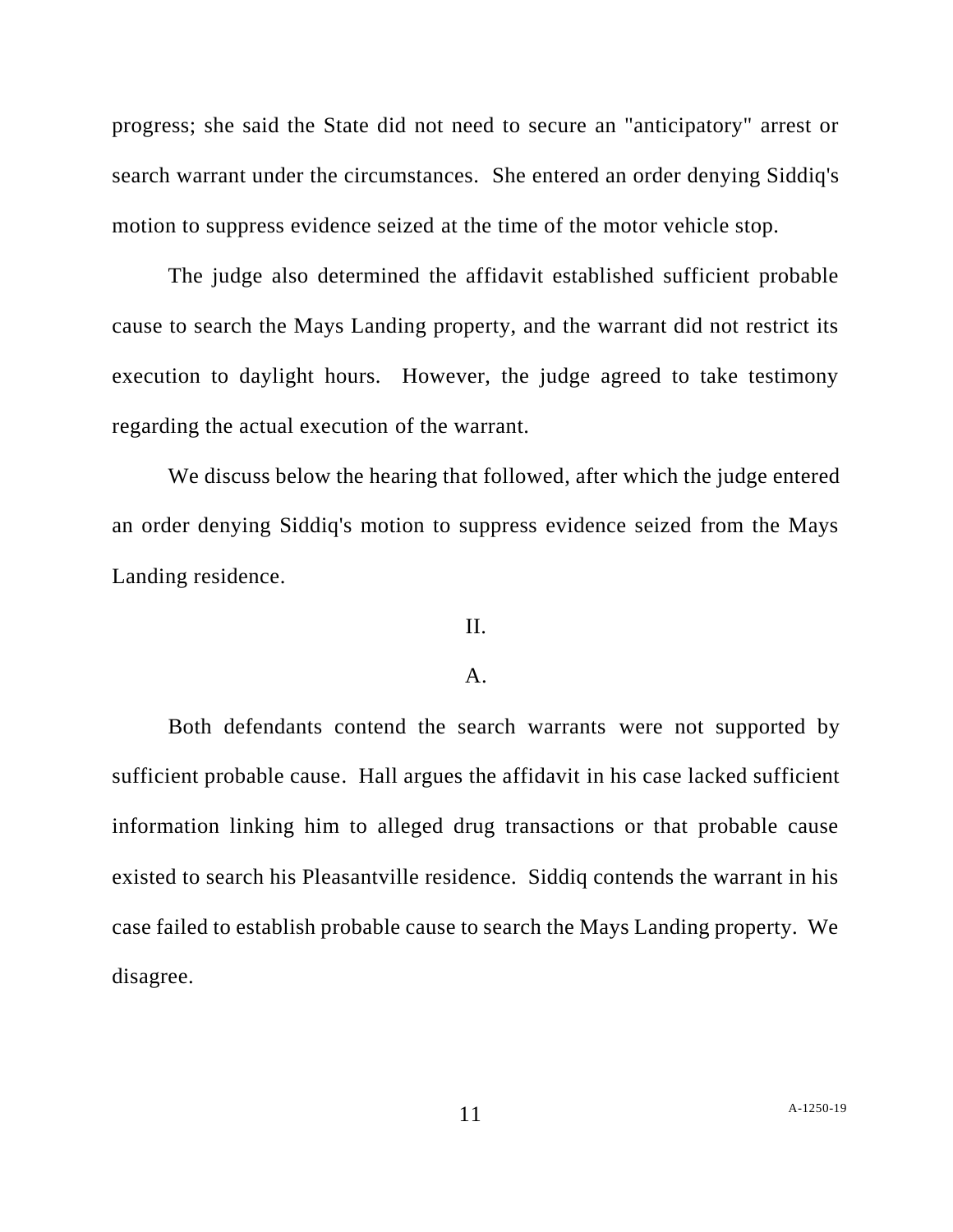progress; she said the State did not need to secure an "anticipatory" arrest or search warrant under the circumstances. She entered an order denying Siddiq's motion to suppress evidence seized at the time of the motor vehicle stop.

The judge also determined the affidavit established sufficient probable cause to search the Mays Landing property, and the warrant did not restrict its execution to daylight hours. However, the judge agreed to take testimony regarding the actual execution of the warrant.

We discuss below the hearing that followed, after which the judge entered an order denying Siddiq's motion to suppress evidence seized from the Mays Landing residence.

## II.

### A.

Both defendants contend the search warrants were not supported by sufficient probable cause. Hall argues the affidavit in his case lacked sufficient information linking him to alleged drug transactions or that probable cause existed to search his Pleasantville residence. Siddiq contends the warrant in his case failed to establish probable cause to search the Mays Landing property. We disagree.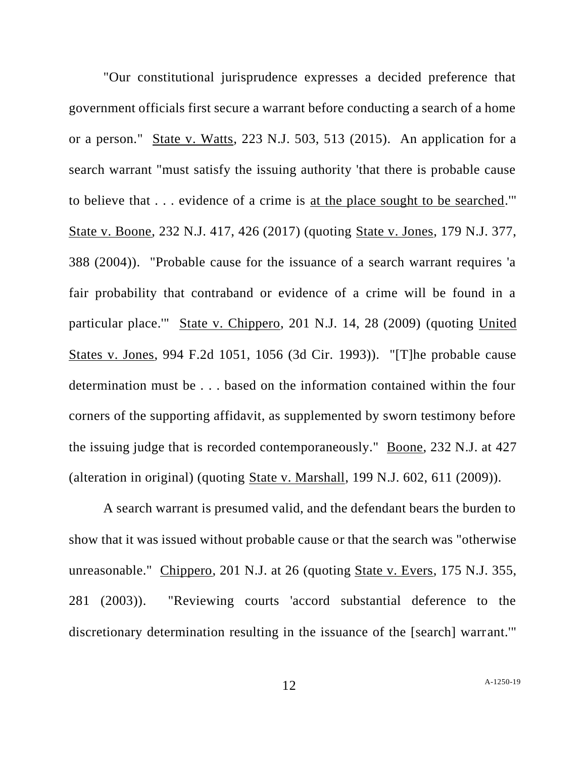"Our constitutional jurisprudence expresses a decided preference that government officials first secure a warrant before conducting a search of a home or a person." State v. Watts, 223 N.J. 503, 513 (2015). An application for a search warrant "must satisfy the issuing authority 'that there is probable cause to believe that . . . evidence of a crime is at the place sought to be searched.'" State v. Boone, 232 N.J. 417, 426 (2017) (quoting State v. Jones, 179 N.J. 377, 388 (2004)). "Probable cause for the issuance of a search warrant requires 'a fair probability that contraband or evidence of a crime will be found in a particular place.'" State v. Chippero, 201 N.J. 14, 28 (2009) (quoting United States v. Jones, 994 F.2d 1051, 1056 (3d Cir. 1993)). "[T]he probable cause determination must be . . . based on the information contained within the four corners of the supporting affidavit, as supplemented by sworn testimony before the issuing judge that is recorded contemporaneously." Boone, 232 N.J. at 427 (alteration in original) (quoting State v. Marshall, 199 N.J. 602, 611 (2009)).

A search warrant is presumed valid, and the defendant bears the burden to show that it was issued without probable cause or that the search was "otherwise unreasonable." Chippero, 201 N.J. at 26 (quoting State v. Evers, 175 N.J. 355, 281 (2003)). "Reviewing courts 'accord substantial deference to the discretionary determination resulting in the issuance of the [search] warrant.'"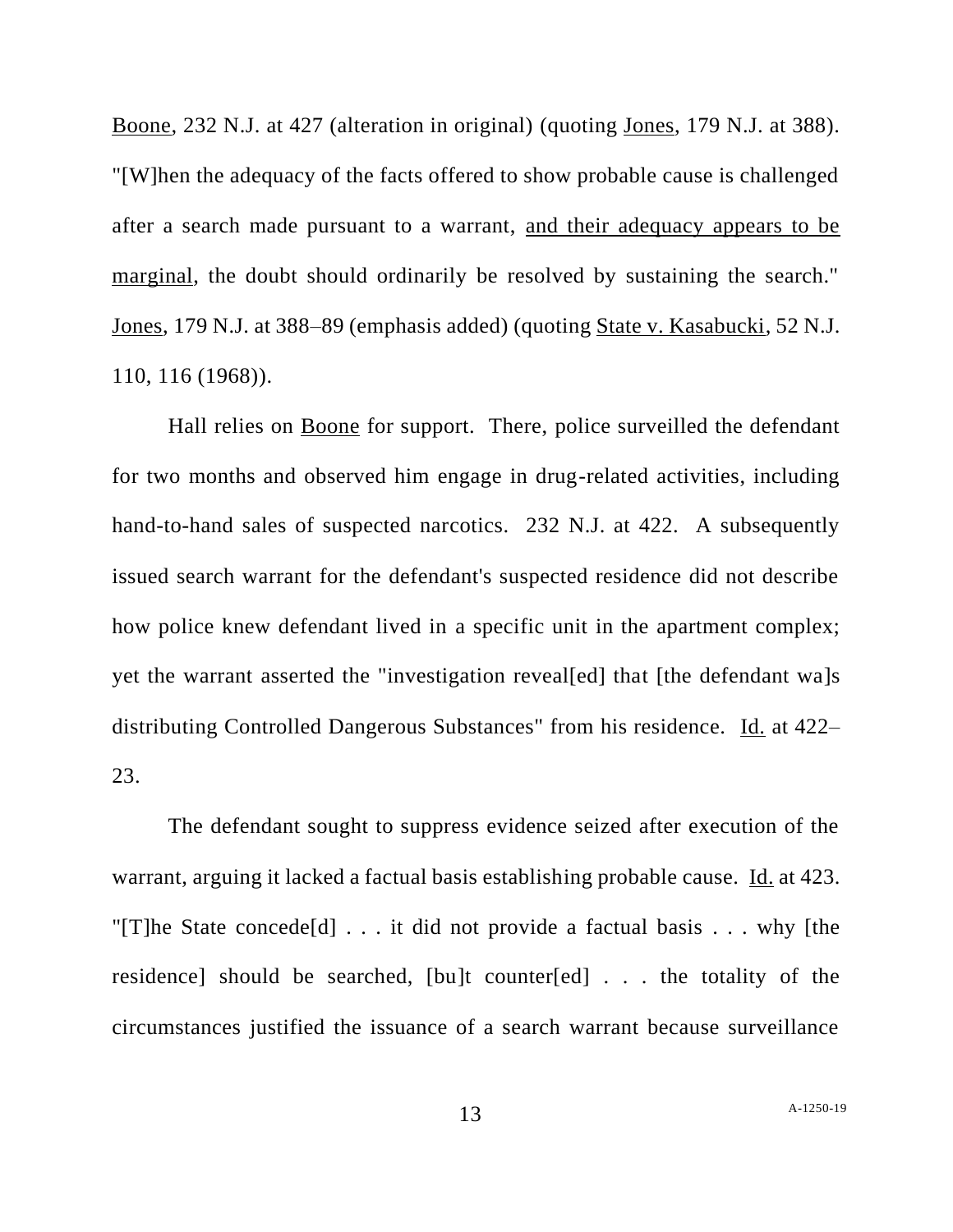Boone, 232 N.J. at 427 (alteration in original) (quoting Jones, 179 N.J. at 388). "[W]hen the adequacy of the facts offered to show probable cause is challenged after a search made pursuant to a warrant, and their adequacy appears to be marginal, the doubt should ordinarily be resolved by sustaining the search." Jones, 179 N.J. at 388–89 (emphasis added) (quoting State v. Kasabucki, 52 N.J. 110, 116 (1968)).

Hall relies on Boone for support. There, police surveilled the defendant for two months and observed him engage in drug-related activities, including hand-to-hand sales of suspected narcotics. 232 N.J. at 422. A subsequently issued search warrant for the defendant's suspected residence did not describe how police knew defendant lived in a specific unit in the apartment complex; yet the warrant asserted the "investigation reveal[ed] that [the defendant wa]s distributing Controlled Dangerous Substances" from his residence. Id. at 422–23.

The defendant sought to suppress evidence seized after execution of the warrant, arguing it lacked a factual basis establishing probable cause. Id. at 423. "[T]he State concede[d] . . . it did not provide a factual basis . . . why [the residence] should be searched, [bu]t counter[ed] . . . the totality of the circumstances justified the issuance of a search warrant because surveillance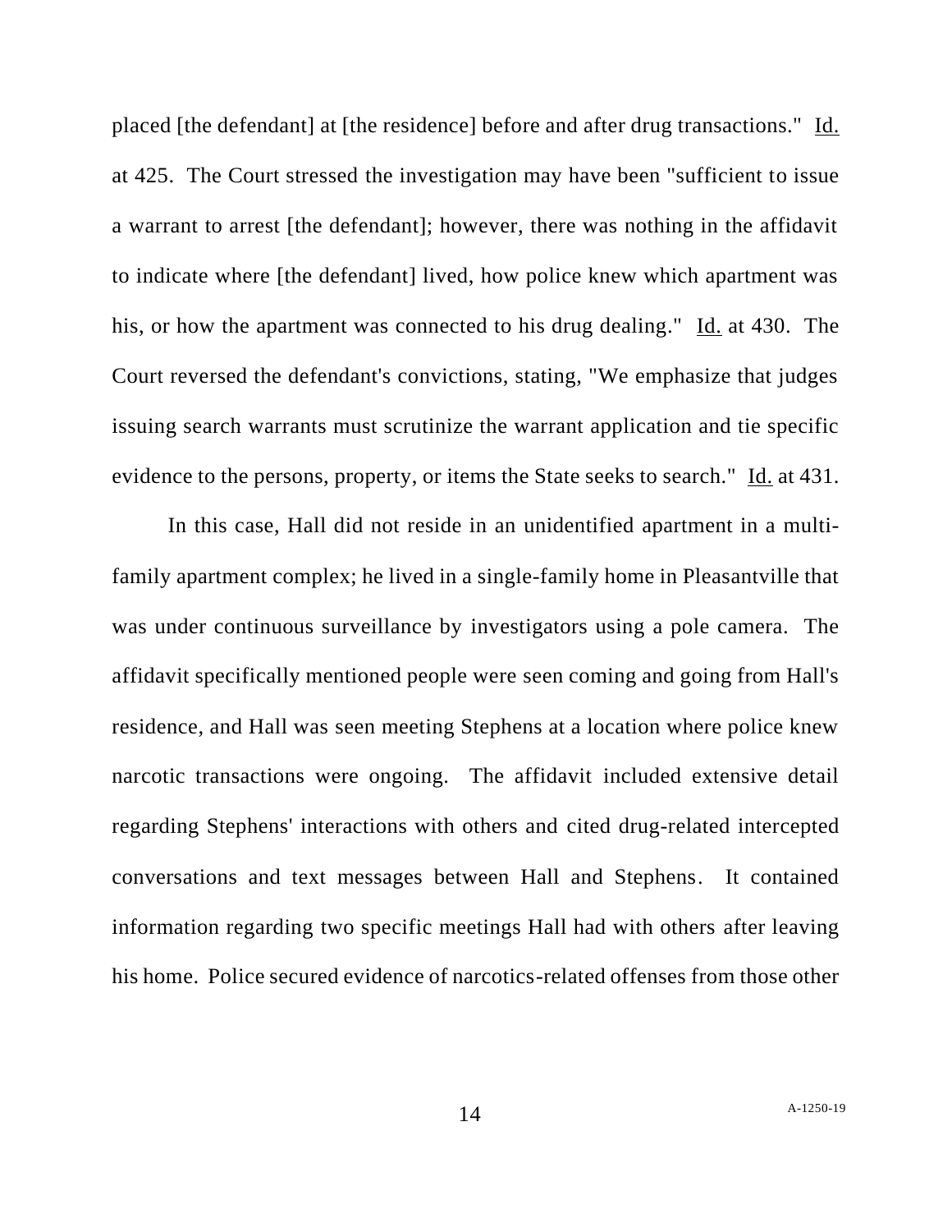placed [the defendant] at [the residence] before and after drug transactions." Id. at 425. The Court stressed the investigation may have been "sufficient to issue a warrant to arrest [the defendant]; however, there was nothing in the affidavit to indicate where [the defendant] lived, how police knew which apartment was his, or how the apartment was connected to his drug dealing." Id. at 430. The Court reversed the defendant's convictions, stating, "We emphasize that judges issuing search warrants must scrutinize the warrant application and tie specific evidence to the persons, property, or items the State seeks to search." Id. at 431.

In this case, Hall did not reside in an unidentified apartment in a multi-family apartment complex; he lived in a single-family home in Pleasantville that was under continuous surveillance by investigators using a pole camera. The affidavit specifically mentioned people were seen coming and going from Hall's residence, and Hall was seen meeting Stephens at a location where police knew narcotic transactions were ongoing. The affidavit included extensive detail regarding Stephens' interactions with others and cited drug-related intercepted conversations and text messages between Hall and Stephens. It contained information regarding two specific meetings Hall had with others after leaving his home. Police secured evidence of narcotics-related offenses from those other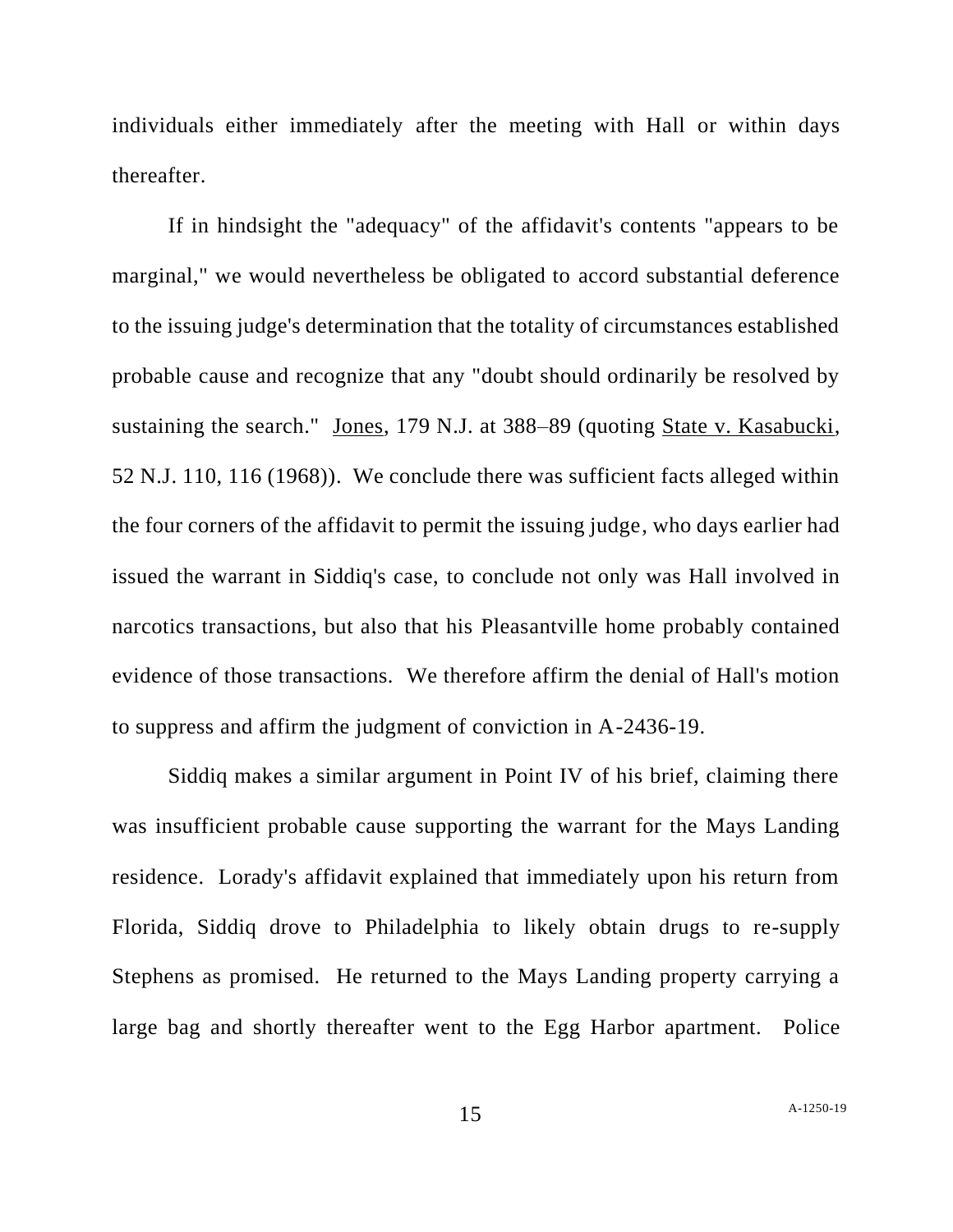individuals either immediately after the meeting with Hall or within days thereafter.

If in hindsight the "adequacy" of the affidavit's contents "appears to be marginal," we would nevertheless be obligated to accord substantial deference to the issuing judge's determination that the totality of circumstances established probable cause and recognize that any "doubt should ordinarily be resolved by sustaining the search." Jones, 179 N.J. at 388–89 (quoting State v. Kasabucki, 52 N.J. 110, 116 (1968)). We conclude there was sufficient facts alleged within the four corners of the affidavit to permit the issuing judge, who days earlier had issued the warrant in Siddiq's case, to conclude not only was Hall involved in narcotics transactions, but also that his Pleasantville home probably contained evidence of those transactions. We therefore affirm the denial of Hall's motion to suppress and affirm the judgment of conviction in A-2436-19.

Siddiq makes a similar argument in Point IV of his brief, claiming there was insufficient probable cause supporting the warrant for the Mays Landing residence. Lorady's affidavit explained that immediately upon his return from Florida, Siddiq drove to Philadelphia to likely obtain drugs to re-supply Stephens as promised. He returned to the Mays Landing property carrying a large bag and shortly thereafter went to the Egg Harbor apartment. Police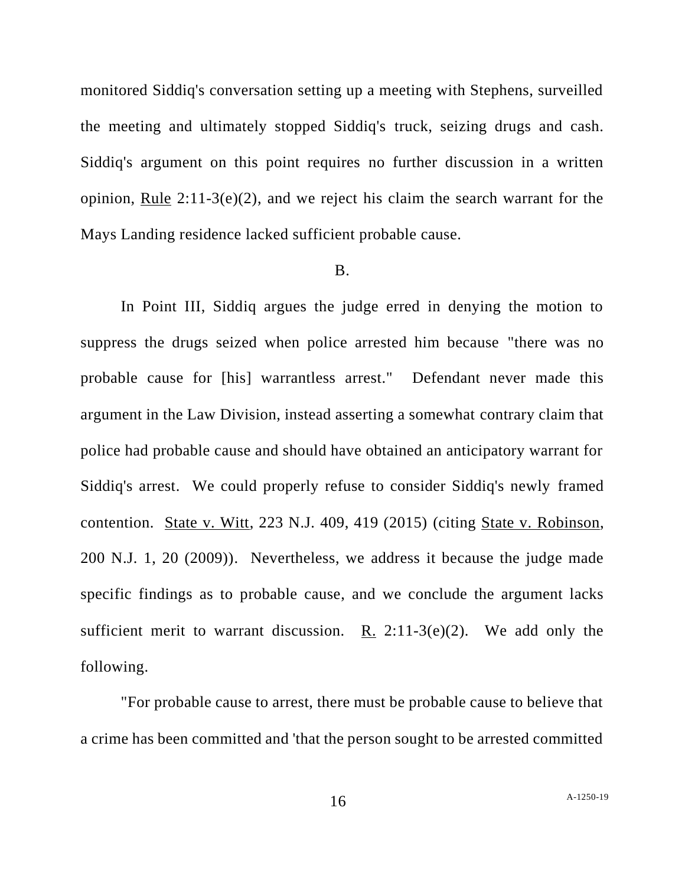monitored Siddiq's conversation setting up a meeting with Stephens, surveilled the meeting and ultimately stopped Siddiq's truck, seizing drugs and cash. Siddiq's argument on this point requires no further discussion in a written opinion, Rule 2:11-3(e)(2), and we reject his claim the search warrant for the Mays Landing residence lacked sufficient probable cause.

B.

In Point III, Siddiq argues the judge erred in denying the motion to suppress the drugs seized when police arrested him because "there was no probable cause for [his] warrantless arrest." Defendant never made this argument in the Law Division, instead asserting a somewhat contrary claim that police had probable cause and should have obtained an anticipatory warrant for Siddiq's arrest. We could properly refuse to consider Siddiq's newly framed contention. State v. Witt, 223 N.J. 409, 419 (2015) (citing State v. Robinson, 200 N.J. 1, 20 (2009)). Nevertheless, we address it because the judge made specific findings as to probable cause, and we conclude the argument lacks sufficient merit to warrant discussion. R. 2:11-3(e)(2). We add only the following.

"For probable cause to arrest, there must be probable cause to believe that a crime has been committed and 'that the person sought to be arrested committed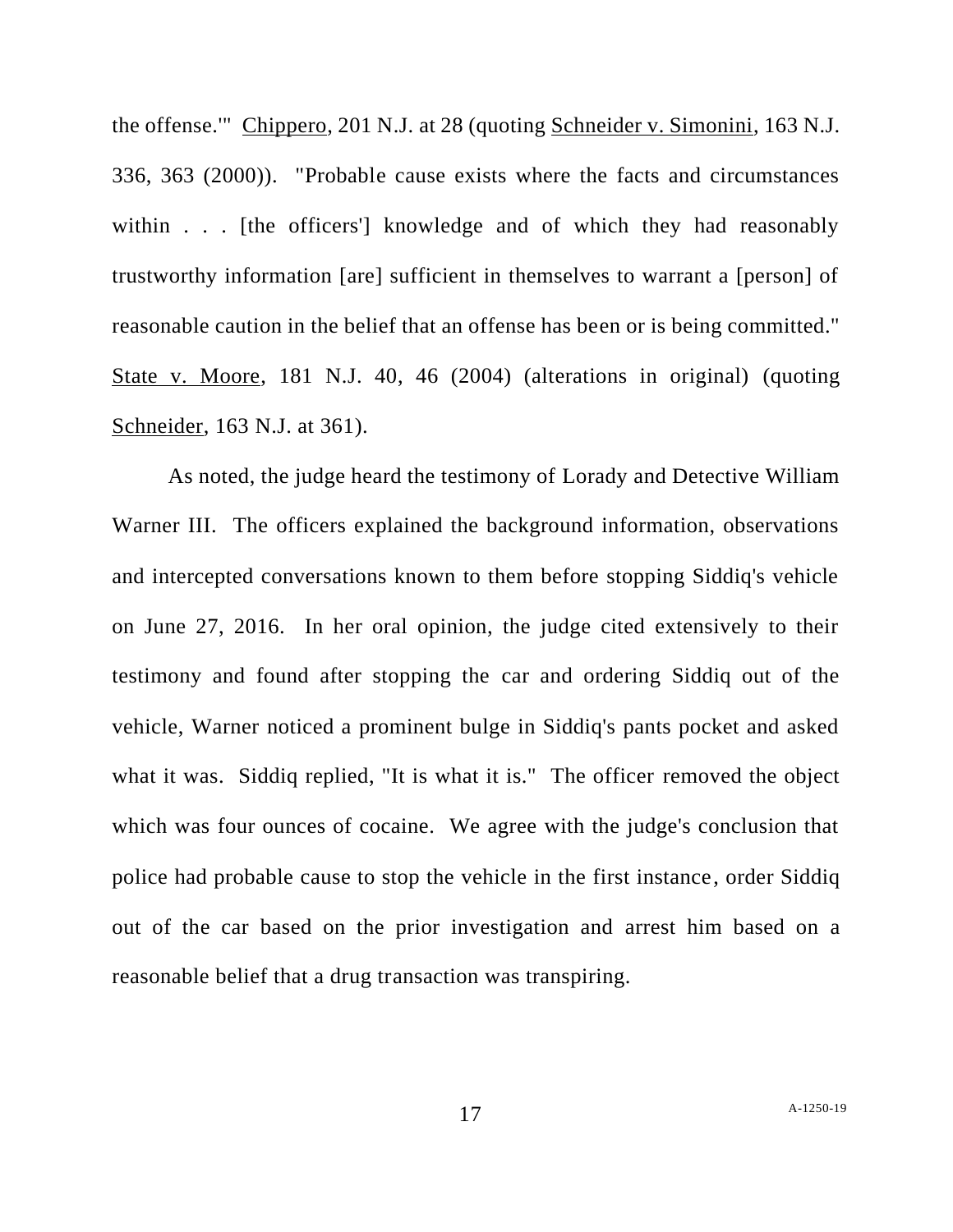the offense.'" Chippero, 201 N.J. at 28 (quoting Schneider v. Simonini, 163 N.J. 336, 363 (2000)). "Probable cause exists where the facts and circumstances within . . . [the officers'] knowledge and of which they had reasonably trustworthy information [are] sufficient in themselves to warrant a [person] of reasonable caution in the belief that an offense has been or is being committed." State v. Moore, 181 N.J. 40, 46 (2004) (alterations in original) (quoting Schneider, 163 N.J. at 361).

As noted, the judge heard the testimony of Lorady and Detective William Warner III. The officers explained the background information, observations and intercepted conversations known to them before stopping Siddiq's vehicle on June 27, 2016. In her oral opinion, the judge cited extensively to their testimony and found after stopping the car and ordering Siddiq out of the vehicle, Warner noticed a prominent bulge in Siddiq's pants pocket and asked what it was. Siddiq replied, "It is what it is." The officer removed the object which was four ounces of cocaine. We agree with the judge's conclusion that police had probable cause to stop the vehicle in the first instance, order Siddiq out of the car based on the prior investigation and arrest him based on a reasonable belief that a drug transaction was transpiring.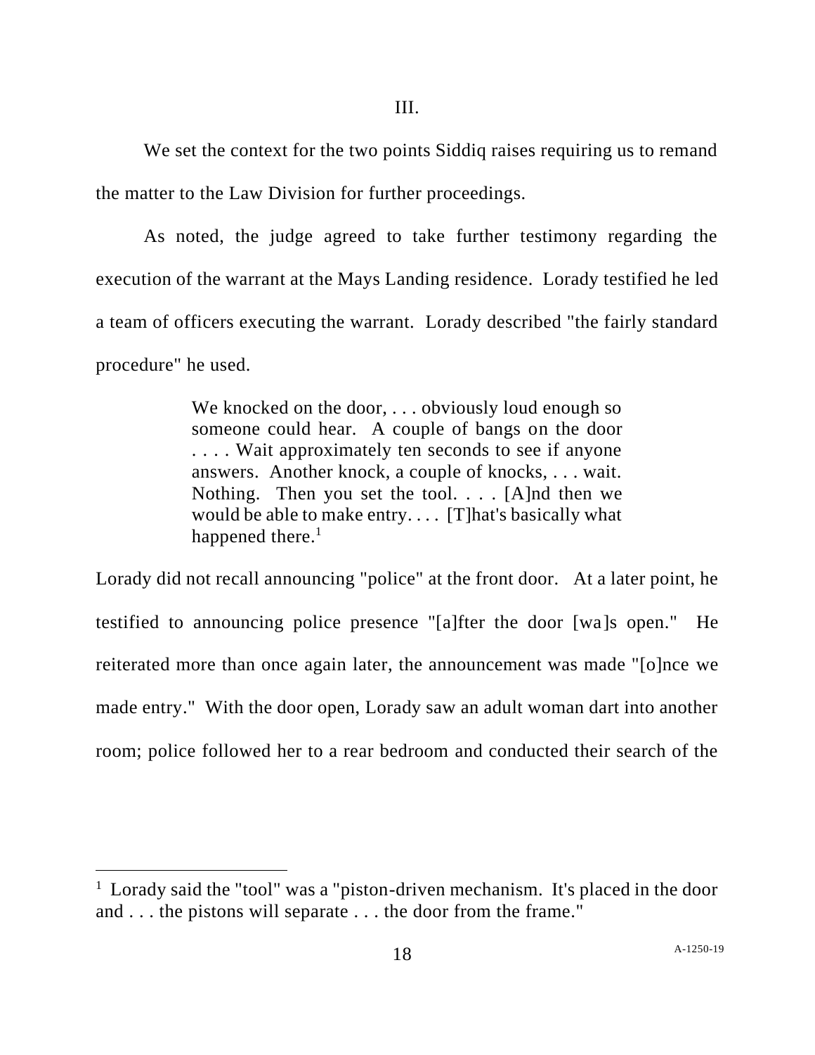III.

We set the context for the two points Siddiq raises requiring us to remand the matter to the Law Division for further proceedings.

As noted, the judge agreed to take further testimony regarding the execution of the warrant at the Mays Landing residence. Lorady testified he led a team of officers executing the warrant. Lorady described "the fairly standard procedure" he used.

> We knocked on the door, . . . obviously loud enough so someone could hear. A couple of bangs on the door . . . . Wait approximately ten seconds to see if anyone answers. Another knock, a couple of knocks, . . . wait. Nothing. Then you set the tool. . . . [A]nd then we would be able to make entry. . . . [T]hat's basically what happened there.[1]

Lorady did not recall announcing "police" at the front door. At a later point, he testified to announcing police presence "[a]fter the door [wa]s open." He reiterated more than once again later, the announcement was made "[o]nce we made entry." With the door open, Lorady saw an adult woman dart into another room; police followed her to a rear bedroom and conducted their search of the

---

[1] Lorady said the "tool" was a "piston-driven mechanism. It's placed in the door and . . . the pistons will separate . . . the door from the frame."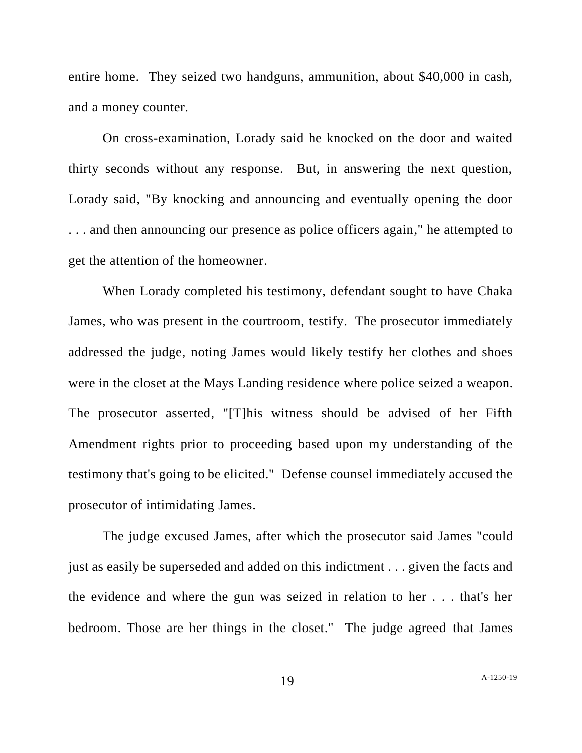entire home. They seized two handguns, ammunition, about $40,000 in cash, and a money counter.

On cross-examination, Lorady said he knocked on the door and waited thirty seconds without any response. But, in answering the next question, Lorady said, "By knocking and announcing and eventually opening the door . . . and then announcing our presence as police officers again," he attempted to get the attention of the homeowner.

When Lorady completed his testimony, defendant sought to have Chaka James, who was present in the courtroom, testify. The prosecutor immediately addressed the judge, noting James would likely testify her clothes and shoes were in the closet at the Mays Landing residence where police seized a weapon. The prosecutor asserted, "[T]his witness should be advised of her Fifth Amendment rights prior to proceeding based upon my understanding of the testimony that's going to be elicited." Defense counsel immediately accused the prosecutor of intimidating James.

The judge excused James, after which the prosecutor said James "could just as easily be superseded and added on this indictment . . . given the facts and the evidence and where the gun was seized in relation to her . . . that's her bedroom. Those are her things in the closet." The judge agreed that James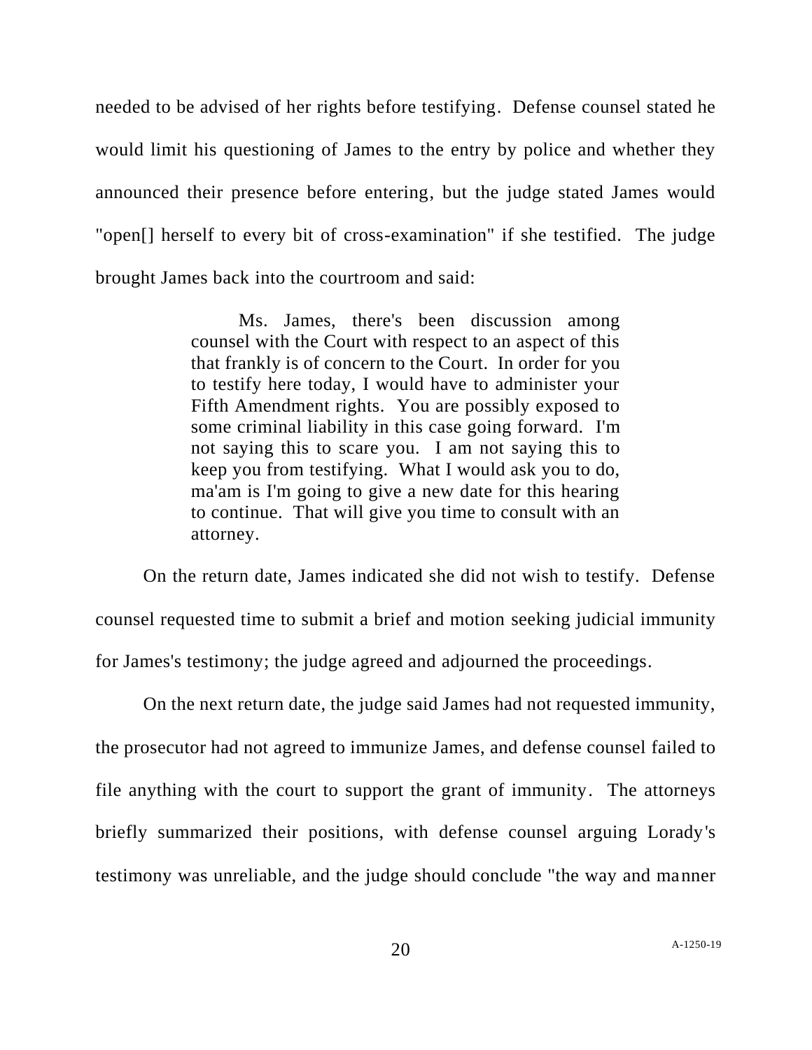needed to be advised of her rights before testifying. Defense counsel stated he would limit his questioning of James to the entry by police and whether they announced their presence before entering, but the judge stated James would "open[] herself to every bit of cross-examination" if she testified. The judge brought James back into the courtroom and said:

> Ms. James, there's been discussion among counsel with the Court with respect to an aspect of this that frankly is of concern to the Court. In order for you to testify here today, I would have to administer your Fifth Amendment rights. You are possibly exposed to some criminal liability in this case going forward. I'm not saying this to scare you. I am not saying this to keep you from testifying. What I would ask you to do, ma'am is I'm going to give a new date for this hearing to continue. That will give you time to consult with an attorney.

On the return date, James indicated she did not wish to testify. Defense counsel requested time to submit a brief and motion seeking judicial immunity for James's testimony; the judge agreed and adjourned the proceedings.

On the next return date, the judge said James had not requested immunity, the prosecutor had not agreed to immunize James, and defense counsel failed to file anything with the court to support the grant of immunity. The attorneys briefly summarized their positions, with defense counsel arguing Lorady's testimony was unreliable, and the judge should conclude "the way and manner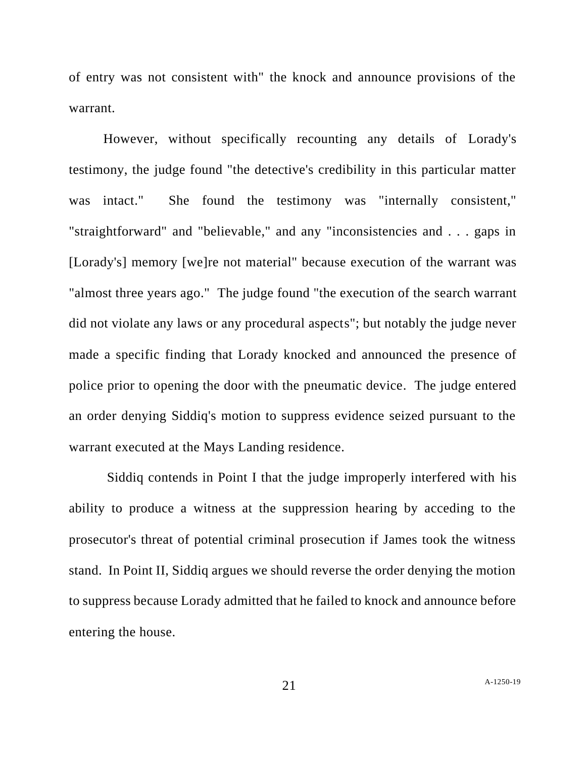of entry was not consistent with" the knock and announce provisions of the warrant.

However, without specifically recounting any details of Lorady's testimony, the judge found "the detective's credibility in this particular matter was intact." She found the testimony was "internally consistent," "straightforward" and "believable," and any "inconsistencies and . . . gaps in [Lorady's] memory [we]re not material" because execution of the warrant was "almost three years ago." The judge found "the execution of the search warrant did not violate any laws or any procedural aspects"; but notably the judge never made a specific finding that Lorady knocked and announced the presence of police prior to opening the door with the pneumatic device. The judge entered an order denying Siddiq's motion to suppress evidence seized pursuant to the warrant executed at the Mays Landing residence.

Siddiq contends in Point I that the judge improperly interfered with his ability to produce a witness at the suppression hearing by acceding to the prosecutor's threat of potential criminal prosecution if James took the witness stand. In Point II, Siddiq argues we should reverse the order denying the motion to suppress because Lorady admitted that he failed to knock and announce before entering the house.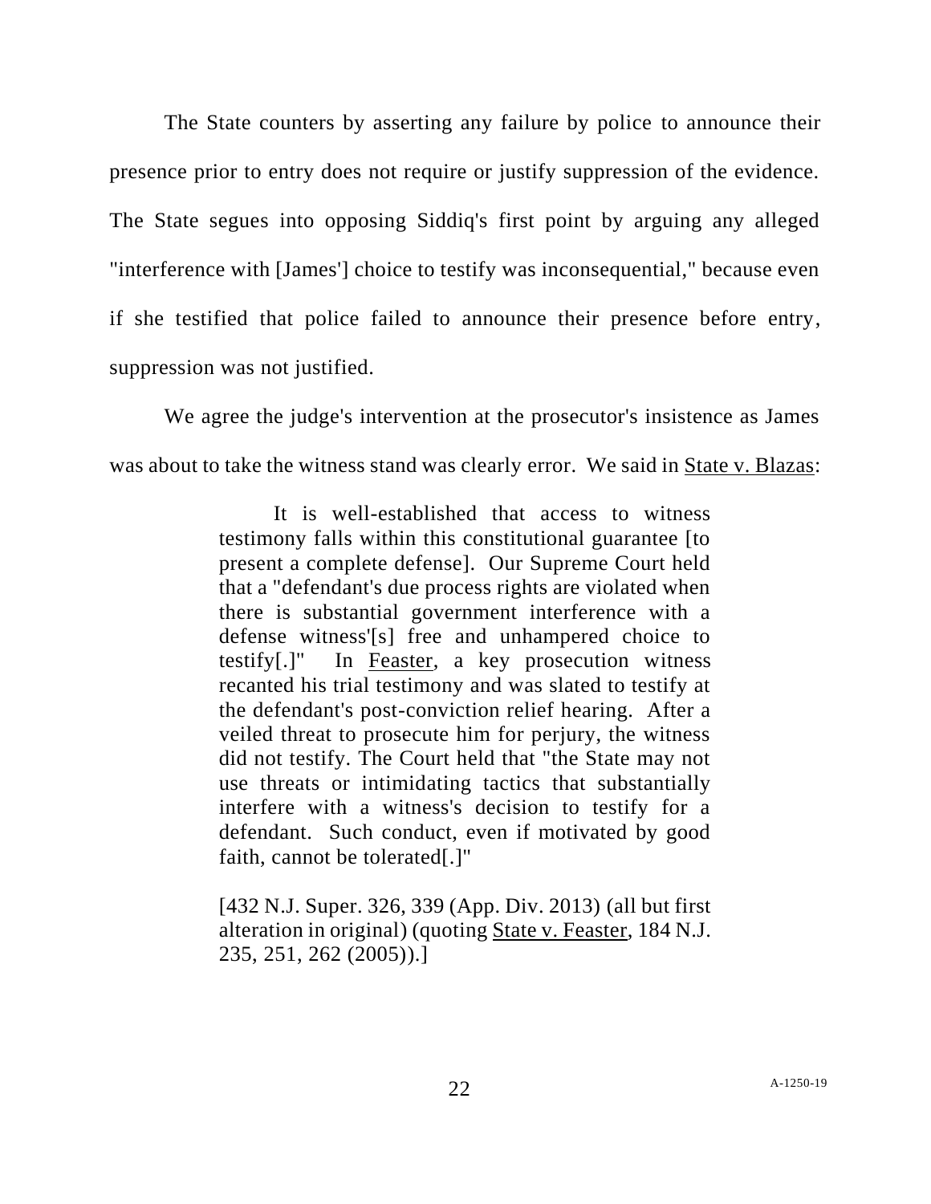The State counters by asserting any failure by police to announce their presence prior to entry does not require or justify suppression of the evidence. The State segues into opposing Siddiq's first point by arguing any alleged "interference with [James'] choice to testify was inconsequential," because even if she testified that police failed to announce their presence before entry, suppression was not justified.

We agree the judge's intervention at the prosecutor's insistence as James was about to take the witness stand was clearly error. We said in State v. Blazas:

> It is well-established that access to witness testimony falls within this constitutional guarantee [to present a complete defense]. Our Supreme Court held that a "defendant's due process rights are violated when there is substantial government interference with a defense witness'[s] free and unhampered choice to testify[.]" In Feaster, a key prosecution witness recanted his trial testimony and was slated to testify at the defendant's post-conviction relief hearing. After a veiled threat to prosecute him for perjury, the witness did not testify. The Court held that "the State may not use threats or intimidating tactics that substantially interfere with a witness's decision to testify for a defendant. Such conduct, even if motivated by good faith, cannot be tolerated[.]"
>
> [432 N.J. Super. 326, 339 (App. Div. 2013) (all but first alteration in original) (quoting State v. Feaster, 184 N.J. 235, 251, 262 (2005)).]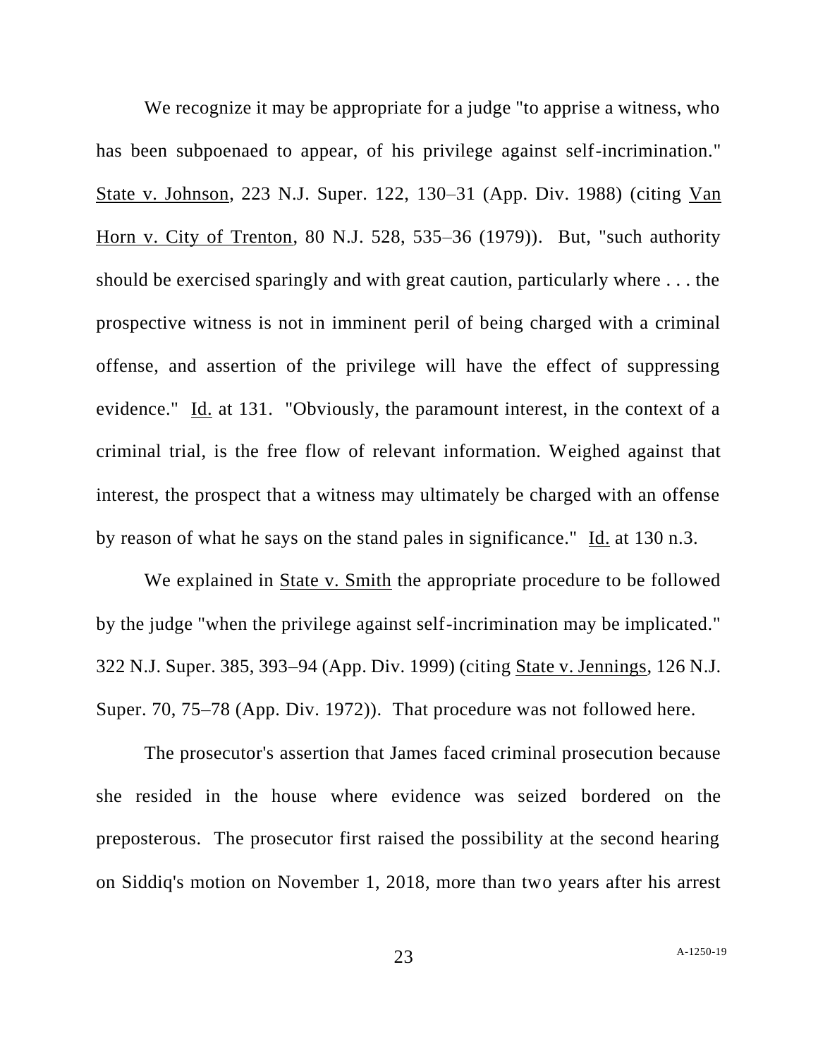We recognize it may be appropriate for a judge "to apprise a witness, who has been subpoenaed to appear, of his privilege against self-incrimination." State v. Johnson, 223 N.J. Super. 122, 130–31 (App. Div. 1988) (citing Van Horn v. City of Trenton, 80 N.J. 528, 535–36 (1979)). But, "such authority should be exercised sparingly and with great caution, particularly where . . . the prospective witness is not in imminent peril of being charged with a criminal offense, and assertion of the privilege will have the effect of suppressing evidence." Id. at 131. "Obviously, the paramount interest, in the context of a criminal trial, is the free flow of relevant information. Weighed against that interest, the prospect that a witness may ultimately be charged with an offense by reason of what he says on the stand pales in significance." Id. at 130 n.3.

We explained in State v. Smith the appropriate procedure to be followed by the judge "when the privilege against self-incrimination may be implicated." 322 N.J. Super. 385, 393–94 (App. Div. 1999) (citing State v. Jennings, 126 N.J. Super. 70, 75–78 (App. Div. 1972)). That procedure was not followed here.

The prosecutor's assertion that James faced criminal prosecution because she resided in the house where evidence was seized bordered on the preposterous. The prosecutor first raised the possibility at the second hearing on Siddiq's motion on November 1, 2018, more than two years after his arrest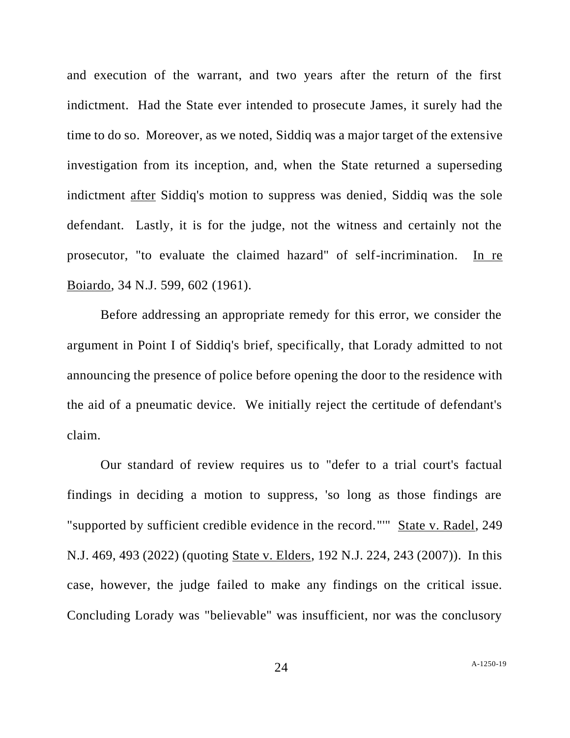and execution of the warrant, and two years after the return of the first indictment. Had the State ever intended to prosecute James, it surely had the time to do so. Moreover, as we noted, Siddiq was a major target of the extensive investigation from its inception, and, when the State returned a superseding indictment after Siddiq's motion to suppress was denied, Siddiq was the sole defendant. Lastly, it is for the judge, not the witness and certainly not the prosecutor, "to evaluate the claimed hazard" of self-incrimination. In re Boiardo, 34 N.J. 599, 602 (1961).

Before addressing an appropriate remedy for this error, we consider the argument in Point I of Siddiq's brief, specifically, that Lorady admitted to not announcing the presence of police before opening the door to the residence with the aid of a pneumatic device. We initially reject the certitude of defendant's claim.

Our standard of review requires us to "defer to a trial court's factual findings in deciding a motion to suppress, 'so long as those findings are "supported by sufficient credible evidence in the record."'" State v. Radel, 249 N.J. 469, 493 (2022) (quoting State v. Elders, 192 N.J. 224, 243 (2007)). In this case, however, the judge failed to make any findings on the critical issue. Concluding Lorady was "believable" was insufficient, nor was the conclusory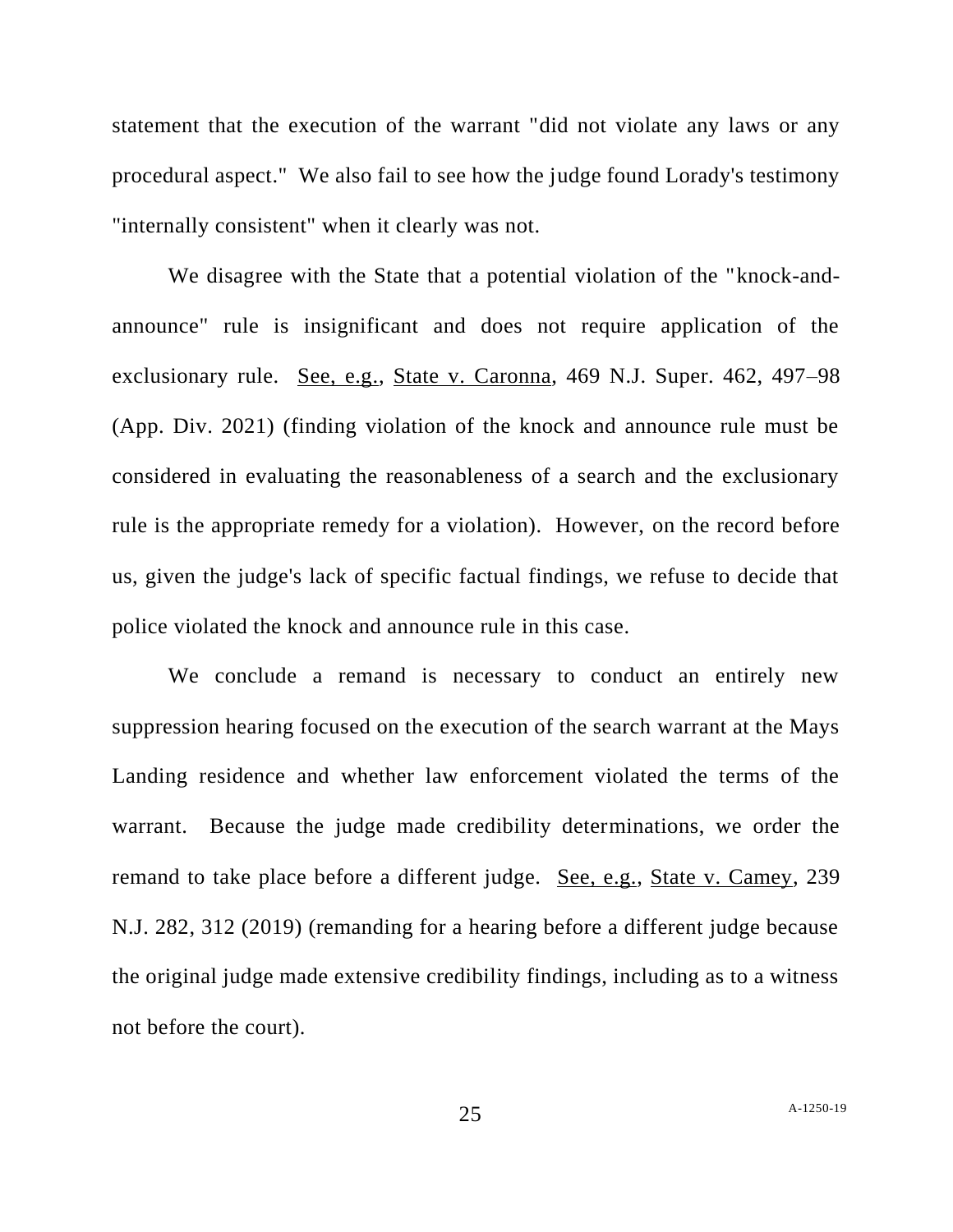statement that the execution of the warrant "did not violate any laws or any procedural aspect." We also fail to see how the judge found Lorady's testimony "internally consistent" when it clearly was not.

We disagree with the State that a potential violation of the "knock-and-announce" rule is insignificant and does not require application of the exclusionary rule. See, e.g., State v. Caronna, 469 N.J. Super. 462, 497–98 (App. Div. 2021) (finding violation of the knock and announce rule must be considered in evaluating the reasonableness of a search and the exclusionary rule is the appropriate remedy for a violation). However, on the record before us, given the judge's lack of specific factual findings, we refuse to decide that police violated the knock and announce rule in this case.

We conclude a remand is necessary to conduct an entirely new suppression hearing focused on the execution of the search warrant at the Mays Landing residence and whether law enforcement violated the terms of the warrant. Because the judge made credibility determinations, we order the remand to take place before a different judge. See, e.g., State v. Camey, 239 N.J. 282, 312 (2019) (remanding for a hearing before a different judge because the original judge made extensive credibility findings, including as to a witness not before the court).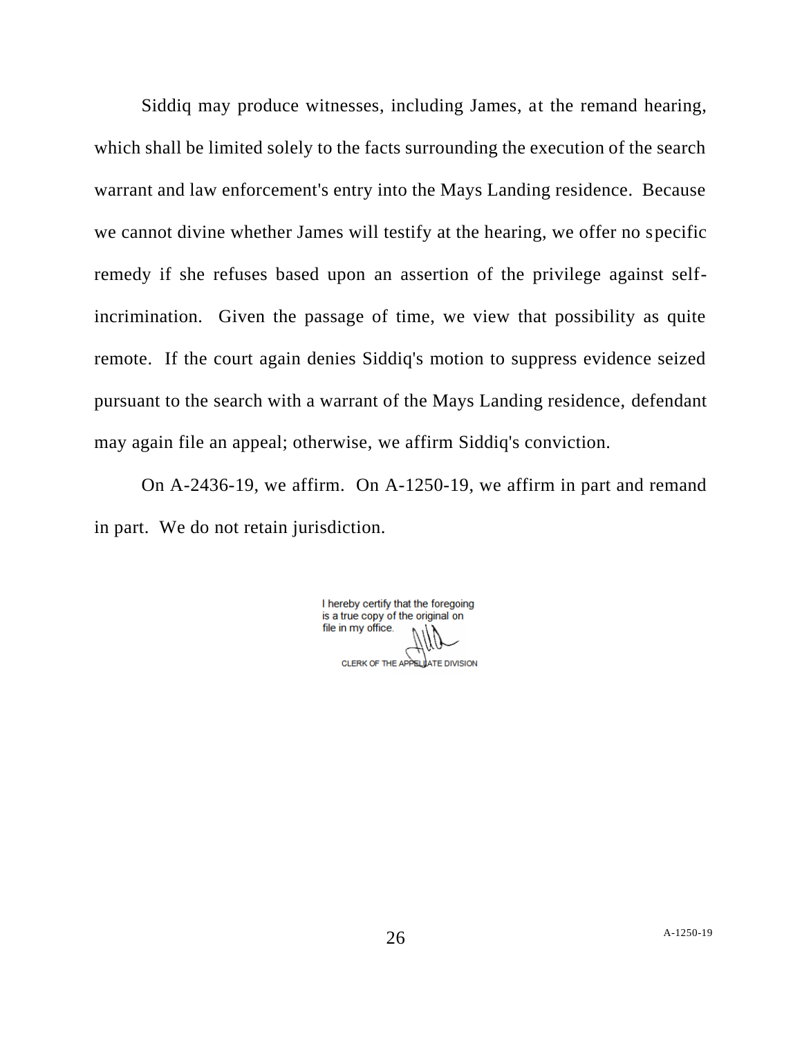Siddiq may produce witnesses, including James, at the remand hearing, which shall be limited solely to the facts surrounding the execution of the search warrant and law enforcement's entry into the Mays Landing residence. Because we cannot divine whether James will testify at the hearing, we offer no specific remedy if she refuses based upon an assertion of the privilege against self-incrimination. Given the passage of time, we view that possibility as quite remote. If the court again denies Siddiq's motion to suppress evidence seized pursuant to the search with a warrant of the Mays Landing residence, defendant may again file an appeal; otherwise, we affirm Siddiq's conviction.

On A-2436-19, we affirm. On A-1250-19, we affirm in part and remand in part. We do not retain jurisdiction.

I hereby certify that the foregoing is a true copy of the original on file in my office.

CLERK OF THE APPELLATE DIVISION